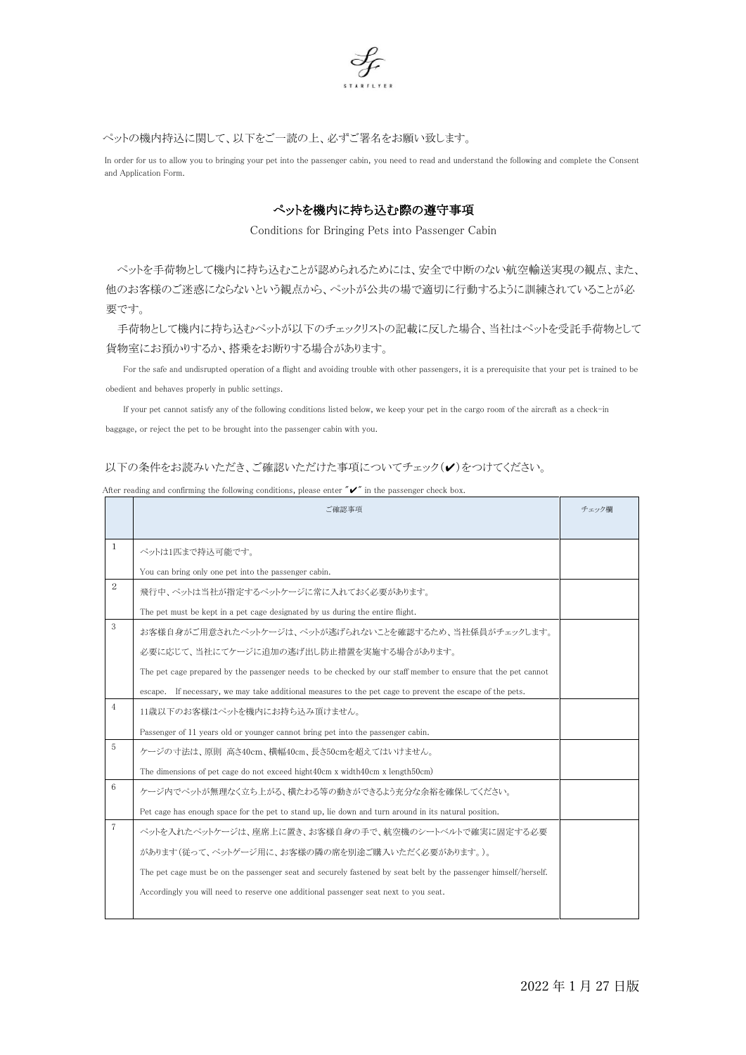STARFLYER

ペットの機内持込に関して、以下をご一読の上、必ずご署名をお願い致します。

In order for us to allow you to bringing your pet into the passenger cabin, you need to read and understand the following and complete the Consent and Application Form.

## ペットを機内に持ち込む際の遵守事項

Conditions for Bringing Pets into Passenger Cabin

ペットを手荷物として機内に持ち込むことが認められるためには、安全で中断のない航空輸送実現の観点、また、他のお客様のご迷惑にならないという観点から、ペットが公共の場で適切に行動するように訓練されていることが必要です。

手荷物として機内に持ち込むペットが以下のチェックリストの記載に反した場合、当社はペットを受託手荷物として貨物室にお預かりするか、搭乗をお断りする場合があります。

For the safe and undisrupted operation of a flight and avoiding trouble with other passengers, it is a prerequisite that your pet is trained to be obedient and behaves properly in public settings.

If your pet cannot satisfy any of the following conditions listed below, we keep your pet in the cargo room of the aircraft as a check-in baggage, or reject the pet to be brought into the passenger cabin with you.

以下の条件をお読みいただき、ご確認いただけた事項についてチェック(✔)をつけてください。

After reading and confirming the following conditions, please enter "✔" in the passenger check box.

| | ご確認事項 | チェック欄 |
|---|---|---|
| 1 | ペットは1匹まで持込可能です。<br>You can bring only one pet into the passenger cabin. | |
| 2 | 飛行中、ペットは当社が指定するペットケージに常に入れておく必要があります。<br>The pet must be kept in a pet cage designated by us during the entire flight. | |
| 3 | お客様自身がご用意されたペットケージは、ペットが逃げられないことを確認するため、当社係員がチェックします。<br>必要に応じて、当社にてケージに追加の逃げ出し防止措置を実施する場合があります。<br>The pet cage prepared by the passenger needs to be checked by our staff member to ensure that the pet cannot escape. If necessary, we may take additional measures to the pet cage to prevent the escape of the pets. | |
| 4 | 11歳以下のお客様はペットを機内にお持ち込み頂けません。<br>Passenger of 11 years old or younger cannot bring pet into the passenger cabin. | |
| 5 | ケージの寸法は、原則 高さ40cm、横幅40cm、長さ50cmを超えてはいけません。<br>The dimensions of pet cage do not exceed hight40cm x width40cm x length50cm) | |
| 6 | ケージ内でペットが無理なく立ち上がる、横たわる等の動きができるよう充分な余裕を確保してください。<br>Pet cage has enough space for the pet to stand up, lie down and turn around in its natural position. | |
| 7 | ペットを入れたペットケージは、座席上に置き、お客様自身の手で、航空機のシートベルトで確実に固定する必要があります(従って、ペットゲージ用に、お客様の隣の席を別途ご購入いただく必要があります。)。<br>The pet cage must be on the passenger seat and securely fastened by seat belt by the passenger himself/herself.<br>Accordingly you will need to reserve one additional passenger seat next to you seat. | |

2022 年 1 月 27 日版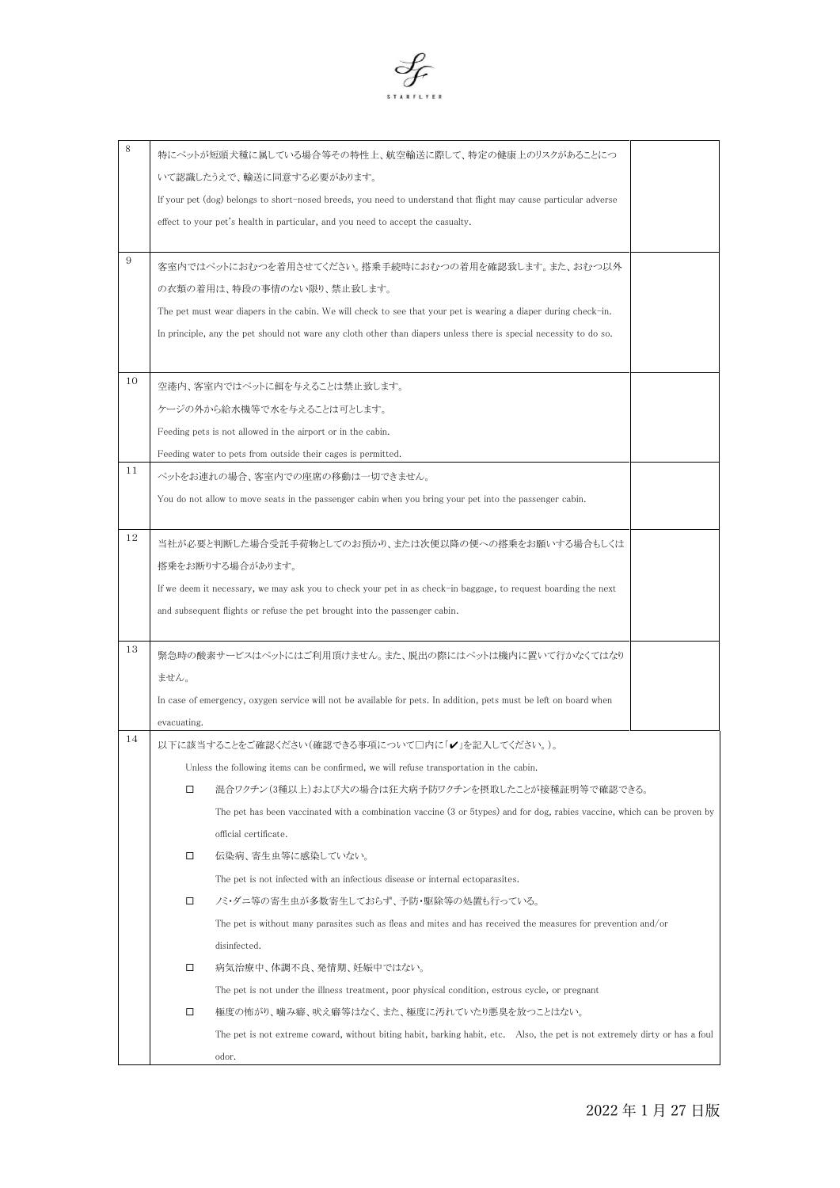| | | |
|---|---|---|
| 8 | 特にペットが短頭犬種に属している場合等その特性上、航空輸送に際して、特定の健康上のリスクがあることについて認識したうえで、輸送に同意する必要があります。<br>If your pet (dog) belongs to short-nosed breeds, you need to understand that flight may cause particular adverse effect to your pet's health in particular, and you need to accept the casualty. | |
| 9 | 客室内ではペットにおむつを着用させてください。搭乗手続時におむつの着用を確認致します。また、おむつ以外の衣類の着用は、特段の事情のない限り、禁止致します。<br>The pet must wear diapers in the cabin. We will check to see that your pet is wearing a diaper during check-in.<br>In principle, any the pet should not ware any cloth other than diapers unless there is special necessity to do so. | |
| 10 | 空港内、客室内ではペットに餌を与えることは禁止致します。<br>ケージの外から給水機等で水を与えることは可とします。<br>Feeding pets is not allowed in the airport or in the cabin.<br>Feeding water to pets from outside their cages is permitted. | |
| 11 | ペットをお連れの場合、客室内での座席の移動は一切できません。<br>You do not allow to move seats in the passenger cabin when you bring your pet into the passenger cabin. | |
| 12 | 当社が必要と判断した場合受託手荷物としてのお預かり、または次便以降の便への搭乗をお願いする場合もしくは搭乗をお断りする場合があります。<br>If we deem it necessary, we may ask you to check your pet in as check-in baggage, to request boarding the next and subsequent flights or refuse the pet brought into the passenger cabin. | |
| 13 | 緊急時の酸素サービスはペットにはご利用頂けません。また、脱出の際にはペットは機内に置いて行かなくてはなりません。<br>In case of emergency, oxygen service will not be available for pets. In addition, pets must be left on board when evacuating. | |
| 14 | 以下に該当することをご確認ください(確認できる事項について□内に「✔」を記入してください。)。<br>Unless the following items can be confirmed, we will refuse transportation in the cabin.<br>□ 混合ワクチン(3種以上)および犬の場合は狂犬病予防ワクチンを摂取したことが接種証明等で確認できる。<br>The pet has been vaccinated with a combination vaccine (3 or 5types) and for dog, rabies vaccine, which can be proven by official certificate.<br>□ 伝染病、寄生虫等に感染していない。<br>The pet is not infected with an infectious disease or internal ectoparasites.<br>□ ノミ・ダニ等の寄生虫が多数寄生しておらず、予防・駆除等の処置も行っている。<br>The pet is without many parasites such as fleas and mites and has received the measures for prevention and/or disinfected.<br>□ 病気治療中、体調不良、発情期、妊娠中ではない。<br>The pet is not under the illness treatment, poor physical condition, estrous cycle, or pregnant<br>□ 極度の怖がり、噛み癖、吠え癖等はなく、また、極度に汚れていたり悪臭を放つことはない。<br>The pet is not extreme coward, without biting habit, barking habit, etc. Also, the pet is not extremely dirty or has a foul odor. | |

2022 年 1 月 27 日版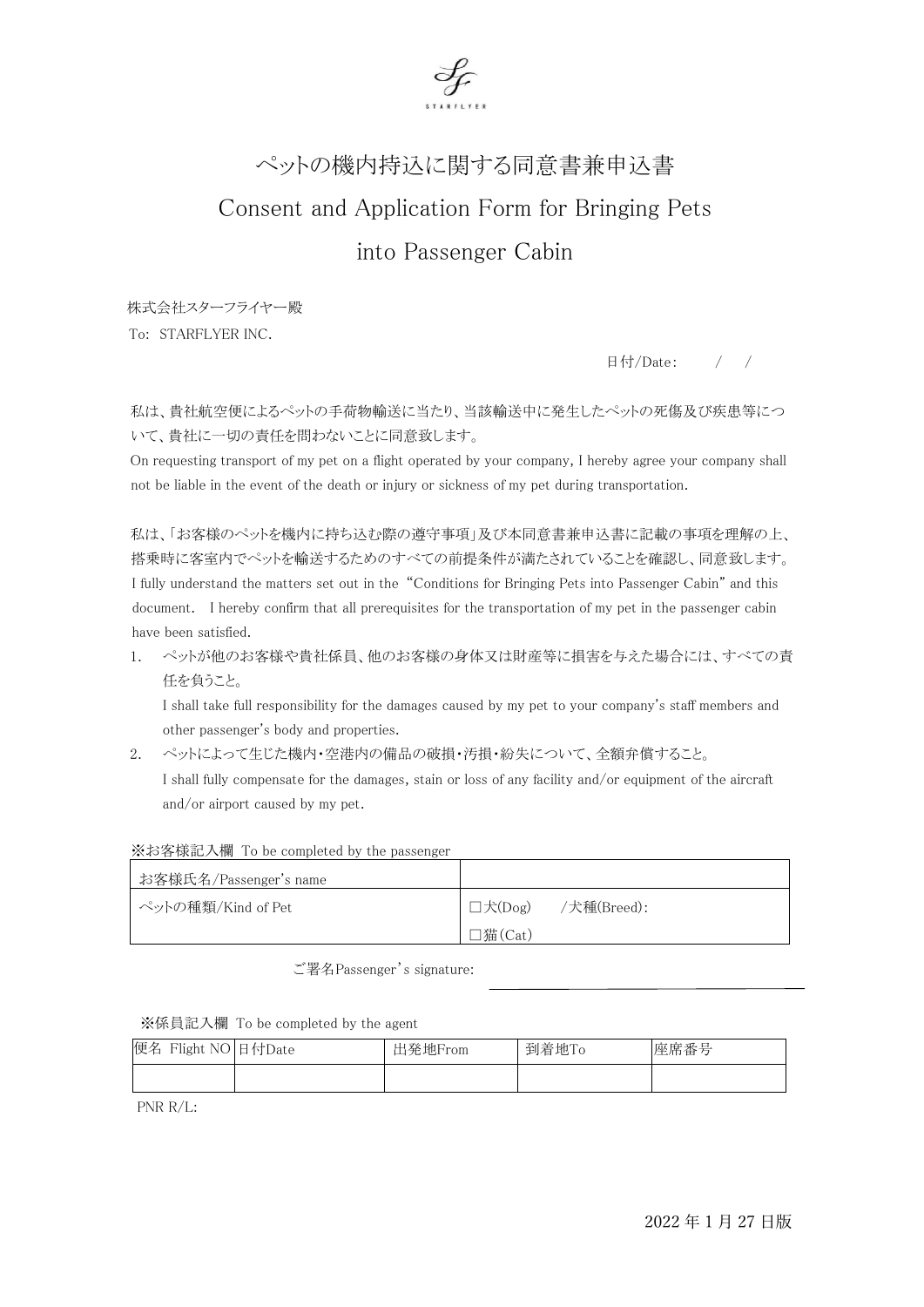STARFLYER

# ペットの機内持込に関する同意書兼申込書

# Consent and Application Form for Bringing Pets into Passenger Cabin

株式会社スターフライヤー殿

To: STARFLYER INC.

日付/Date:　　/　　/

私は、貴社航空便によるペットの手荷物輸送に当たり、当該輸送中に発生したペットの死傷及び疾患等について、貴社に一切の責任を問わないことに同意致します。

On requesting transport of my pet on a flight operated by your company, I hereby agree your company shall not be liable in the event of the death or injury or sickness of my pet during transportation.

私は、「お客様のペットを機内に持ち込む際の遵守事項」及び本同意書兼申込書に記載の事項を理解の上、搭乗時に客室内でペットを輸送するためのすべての前提条件が満たされていることを確認し、同意致します。

I fully understand the matters set out in the "Conditions for Bringing Pets into Passenger Cabin" and this document. I hereby confirm that all prerequisites for the transportation of my pet in the passenger cabin have been satisfied.

1. ペットが他のお客様や貴社係員、他のお客様の身体又は財産等に損害を与えた場合には、すべての責任を負うこと。
   I shall take full responsibility for the damages caused by my pet to your company's staff members and other passenger's body and properties.
2. ペットによって生じた機内・空港内の備品の破損・汚損・紛失について、全額弁償すること。
   I shall fully compensate for the damages, stain or loss of any facility and/or equipment of the aircraft and/or airport caused by my pet.

※お客様記入欄 To be completed by the passenger

| | |
|---|---|
| お客様氏名/Passenger's name | |
| ペットの種類/Kind of Pet | □犬(Dog)　/犬種(Breed):<br>□猫(Cat) |

ご署名Passenger's signature: ______________________

※係員記入欄 To be completed by the agent

| 便名 Flight NO | 日付Date | 出発地From | 到着地To | 座席番号 |
|---|---|---|---|---|
| | | | | |

PNR R/L:

2022 年 1 月 27 日版